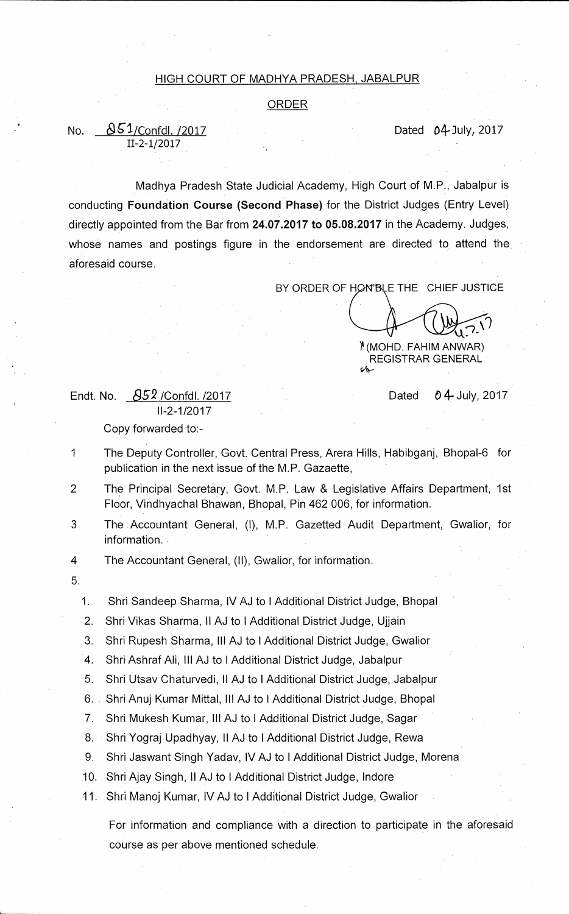HIGH COURT OF MADHYA PRADESH, JABALPUR

ORDER

No. 851/Confdl. /2017
II-2-1/2017

Dated 04 July, 2017

Madhya Pradesh State Judicial Academy, High Court of M.P., Jabalpur is conducting **Foundation Course (Second Phase)** for the District Judges (Entry Level) directly appointed from the Bar from **24.07.2017 to 05.08.2017** in the Academy. Judges, whose names and postings figure in the endorsement are directed to attend the aforesaid course.

BY ORDER OF HON'BLE THE CHIEF JUSTICE

(MOHD. FAHIM ANWAR)
REGISTRAR GENERAL

Endt. No. 852 /Confdl. /2017
II-2-1/2017

Dated 04 July, 2017

Copy forwarded to:-

1 The Deputy Controller, Govt. Central Press, Arera Hills, Habibganj, Bhopal-6 for publication in the next issue of the M.P. Gazaette,

2 The Principal Secretary, Govt. M.P. Law & Legislative Affairs Department, 1st Floor, Vindhyachal Bhawan, Bhopal, Pin 462 006, for information.

3 The Accountant General, (I), M.P. Gazetted Audit Department, Gwalior, for information.

4 The Accountant General, (II), Gwalior, for information.

5.

1. Shri Sandeep Sharma, IV AJ to I Additional District Judge, Bhopal
2. Shri Vikas Sharma, II AJ to I Additional District Judge, Ujjain
3. Shri Rupesh Sharma, III AJ to I Additional District Judge, Gwalior
4. Shri Ashraf Ali, III AJ to I Additional District Judge, Jabalpur
5. Shri Utsav Chaturvedi, II AJ to I Additional District Judge, Jabalpur
6. Shri Anuj Kumar Mittal, III AJ to I Additional District Judge, Bhopal
7. Shri Mukesh Kumar, III AJ to I Additional District Judge, Sagar
8. Shri Yograj Upadhyay, II AJ to I Additional District Judge, Rewa
9. Shri Jaswant Singh Yadav, IV AJ to I Additional District Judge, Morena
10. Shri Ajay Singh, II AJ to I Additional District Judge, Indore
11. Shri Manoj Kumar, IV AJ to I Additional District Judge, Gwalior

For information and compliance with a direction to participate in the aforesaid course as per above mentioned schedule.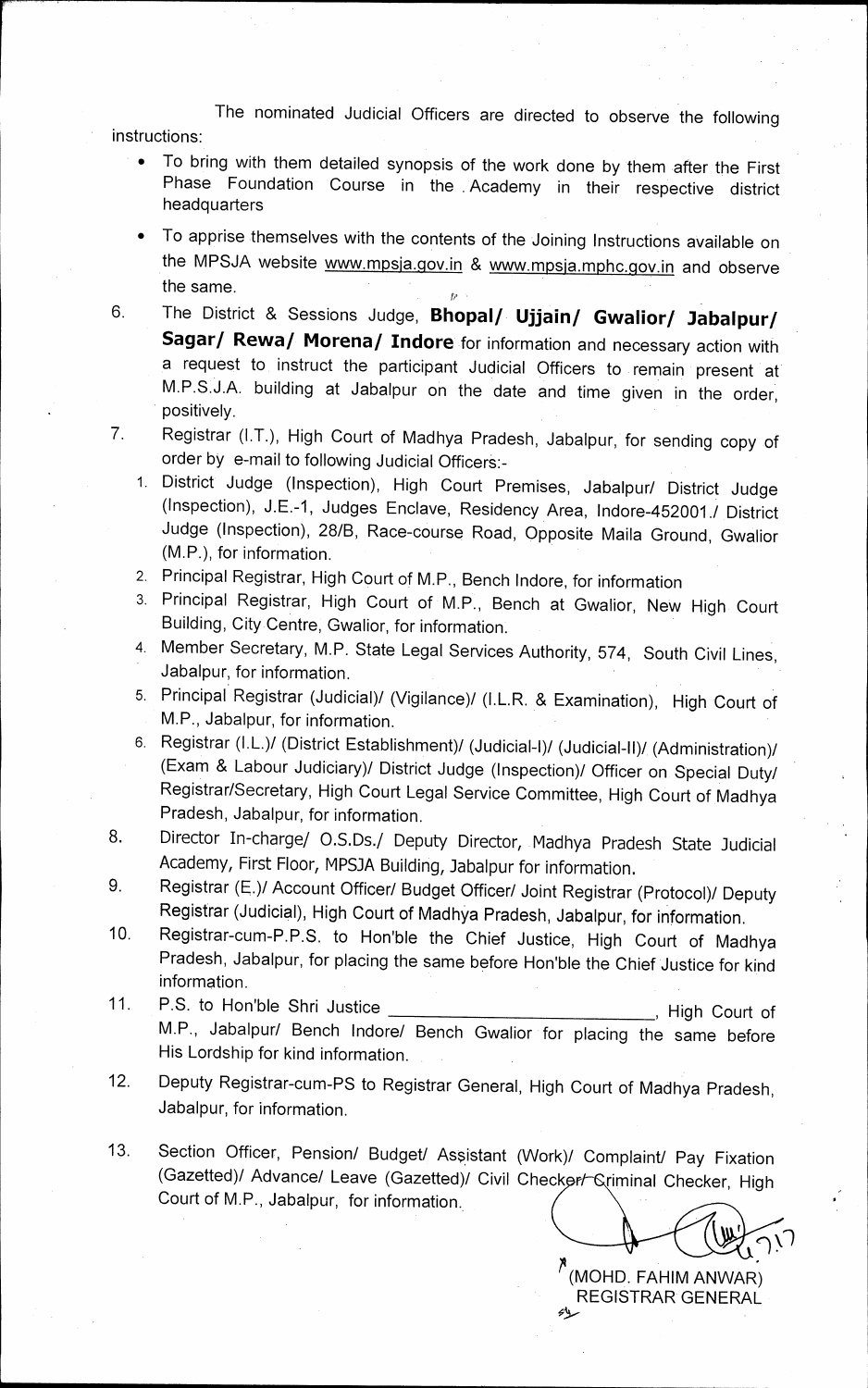The nominated Judicial Officers are directed to observe the following instructions:

- To bring with them detailed synopsis of the work done by them after the First Phase Foundation Course in the Academy in their respective district headquarters
- To apprise themselves with the contents of the Joining Instructions available on the MPSJA website www.mpsja.gov.in & www.mpsja.mphc.gov.in and observe the same.

6. The District & Sessions Judge, **Bhopal/ Ujjain/ Gwalior/ Jabalpur/ Sagar/ Rewa/ Morena/ Indore** for information and necessary action with a request to instruct the participant Judicial Officers to remain present at M.P.S.J.A. building at Jabalpur on the date and time given in the order, positively.

7. Registrar (I.T.), High Court of Madhya Pradesh, Jabalpur, for sending copy of order by e-mail to following Judicial Officers:-
   1. District Judge (Inspection), High Court Premises, Jabalpur/ District Judge (Inspection), J.E.-1, Judges Enclave, Residency Area, Indore-452001./ District Judge (Inspection), 28/B, Race-course Road, Opposite Maila Ground, Gwalior (M.P.), for information.
   2. Principal Registrar, High Court of M.P., Bench Indore, for information
   3. Principal Registrar, High Court of M.P., Bench at Gwalior, New High Court Building, City Centre, Gwalior, for information.
   4. Member Secretary, M.P. State Legal Services Authority, 574, South Civil Lines, Jabalpur, for information.
   5. Principal Registrar (Judicial)/ (Vigilance)/ (I.L.R. & Examination), High Court of M.P., Jabalpur, for information.
   6. Registrar (I.L.)/ (District Establishment)/ (Judicial-I)/ (Judicial-II)/ (Administration)/ (Exam & Labour Judiciary)/ District Judge (Inspection)/ Officer on Special Duty/ Registrar/Secretary, High Court Legal Service Committee, High Court of Madhya Pradesh, Jabalpur, for information.

8. Director In-charge/ O.S.Ds./ Deputy Director, Madhya Pradesh State Judicial Academy, First Floor, MPSJA Building, Jabalpur for information.

9. Registrar (E.)/ Account Officer/ Budget Officer/ Joint Registrar (Protocol)/ Deputy Registrar (Judicial), High Court of Madhya Pradesh, Jabalpur, for information.

10. Registrar-cum-P.P.S. to Hon'ble the Chief Justice, High Court of Madhya Pradesh, Jabalpur, for placing the same before Hon'ble the Chief Justice for kind information.

11. P.S. to Hon'ble Shri Justice ____________________, High Court of M.P., Jabalpur/ Bench Indore/ Bench Gwalior for placing the same before His Lordship for kind information.

12. Deputy Registrar-cum-PS to Registrar General, High Court of Madhya Pradesh, Jabalpur, for information.

13. Section Officer, Pension/ Budget/ Assistant (Work)/ Complaint/ Pay Fixation (Gazetted)/ Advance/ Leave (Gazetted)/ Civil Checker/ Criminal Checker, High Court of M.P., Jabalpur, for information.

(MOHD. FAHIM ANWAR)
REGISTRAR GENERAL